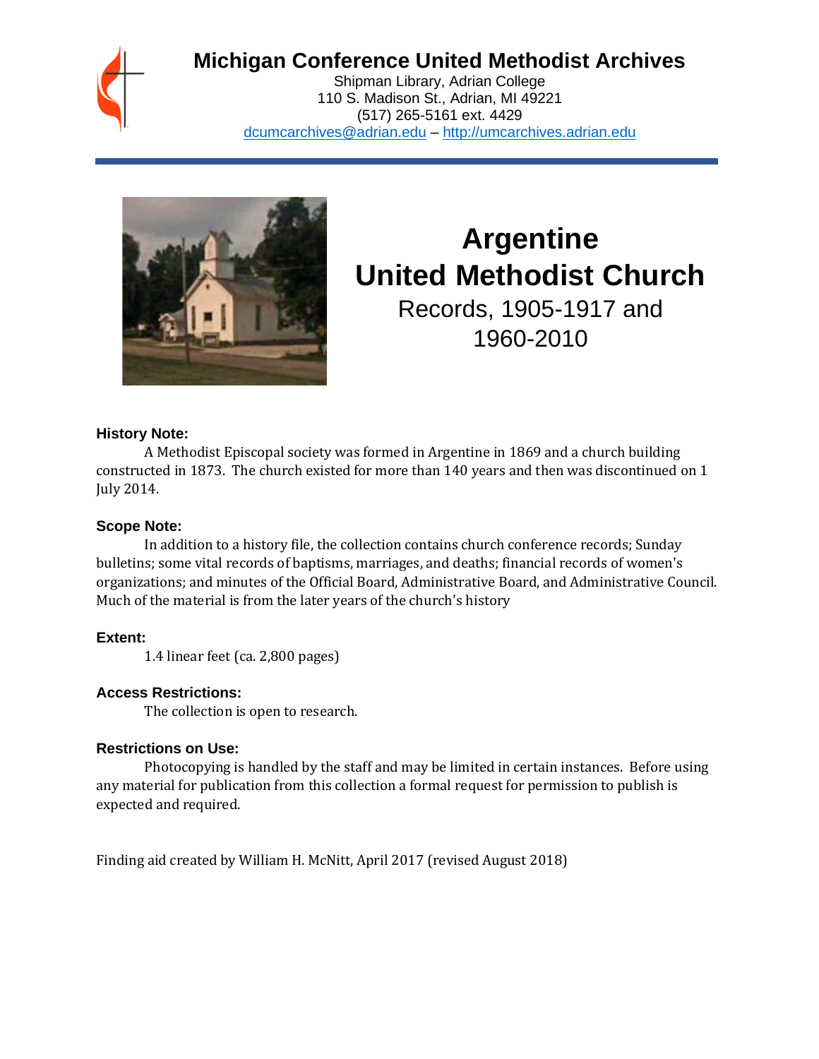# Michigan Conference United Methodist Archives

Shipman Library, Adrian College
110 S. Madison St., Adrian, MI 49221
(517) 265-5161 ext. 4429
dcumcarchives@adrian.edu – http://umcarchives.adrian.edu

# Argentine United Methodist Church

## Records, 1905-1917 and 1960-2010

### History Note:

A Methodist Episcopal society was formed in Argentine in 1869 and a church building constructed in 1873. The church existed for more than 140 years and then was discontinued on 1 July 2014.

### Scope Note:

In addition to a history file, the collection contains church conference records; Sunday bulletins; some vital records of baptisms, marriages, and deaths; financial records of women's organizations; and minutes of the Official Board, Administrative Board, and Administrative Council. Much of the material is from the later years of the church's history

### Extent:

1.4 linear feet (ca. 2,800 pages)

### Access Restrictions:

The collection is open to research.

### Restrictions on Use:

Photocopying is handled by the staff and may be limited in certain instances. Before using any material for publication from this collection a formal request for permission to publish is expected and required.

Finding aid created by William H. McNitt, April 2017 (revised August 2018)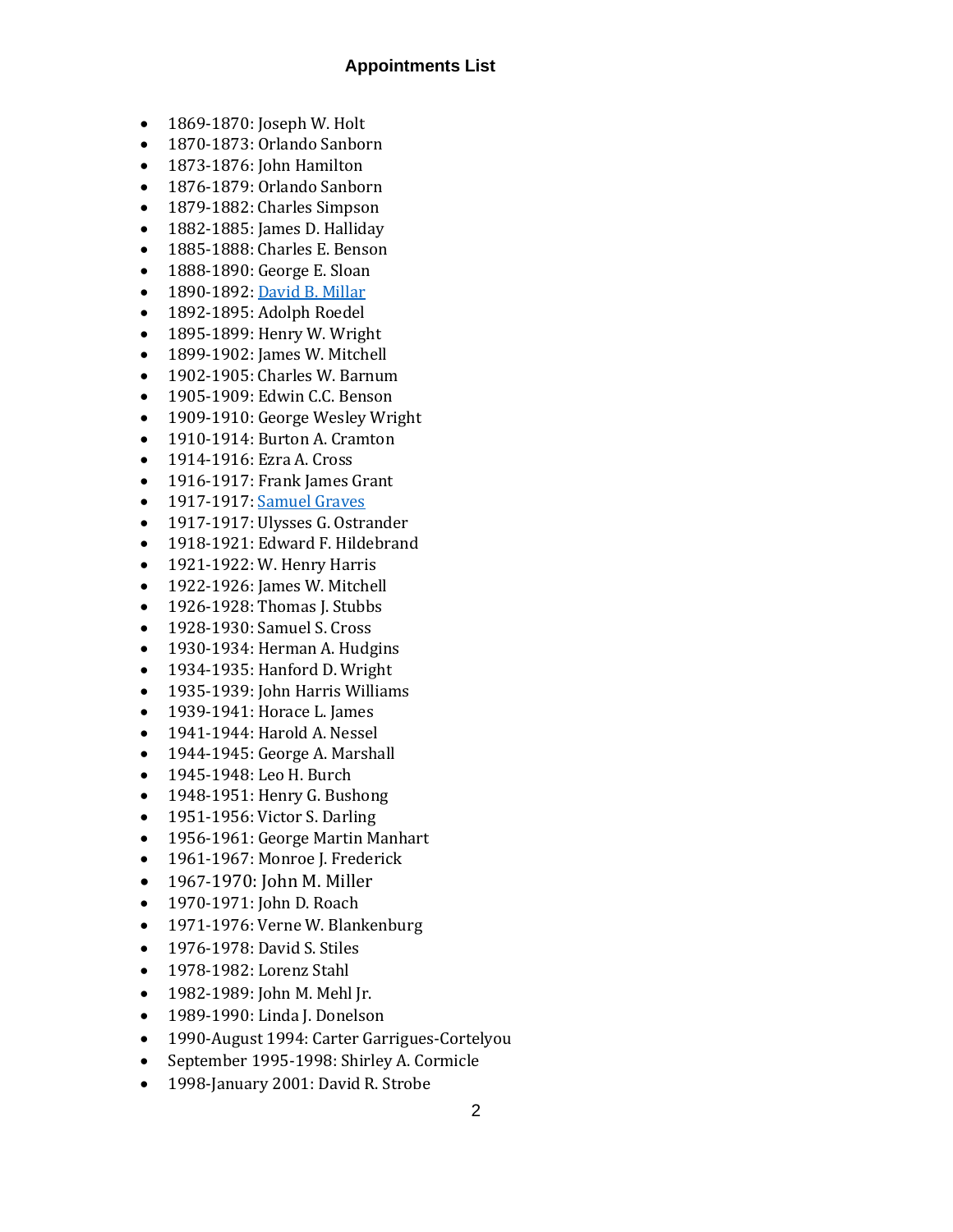# Appointments List

- 1869-1870: Joseph W. Holt
- 1870-1873: Orlando Sanborn
- 1873-1876: John Hamilton
- 1876-1879: Orlando Sanborn
- 1879-1882: Charles Simpson
- 1882-1885: James D. Halliday
- 1885-1888: Charles E. Benson
- 1888-1890: George E. Sloan
- 1890-1892: David B. Millar
- 1892-1895: Adolph Roedel
- 1895-1899: Henry W. Wright
- 1899-1902: James W. Mitchell
- 1902-1905: Charles W. Barnum
- 1905-1909: Edwin C.C. Benson
- 1909-1910: George Wesley Wright
- 1910-1914: Burton A. Cramton
- 1914-1916: Ezra A. Cross
- 1916-1917: Frank James Grant
- 1917-1917: Samuel Graves
- 1917-1917: Ulysses G. Ostrander
- 1918-1921: Edward F. Hildebrand
- 1921-1922: W. Henry Harris
- 1922-1926: James W. Mitchell
- 1926-1928: Thomas J. Stubbs
- 1928-1930: Samuel S. Cross
- 1930-1934: Herman A. Hudgins
- 1934-1935: Hanford D. Wright
- 1935-1939: John Harris Williams
- 1939-1941: Horace L. James
- 1941-1944: Harold A. Nessel
- 1944-1945: George A. Marshall
- 1945-1948: Leo H. Burch
- 1948-1951: Henry G. Bushong
- 1951-1956: Victor S. Darling
- 1956-1961: George Martin Manhart
- 1961-1967: Monroe J. Frederick
- 1967-1970: John M. Miller
- 1970-1971: John D. Roach
- 1971-1976: Verne W. Blankenburg
- 1976-1978: David S. Stiles
- 1978-1982: Lorenz Stahl
- 1982-1989: John M. Mehl Jr.
- 1989-1990: Linda J. Donelson
- 1990-August 1994: Carter Garrigues-Cortelyou
- September 1995-1998: Shirley A. Cormicle
- 1998-January 2001: David R. Strobe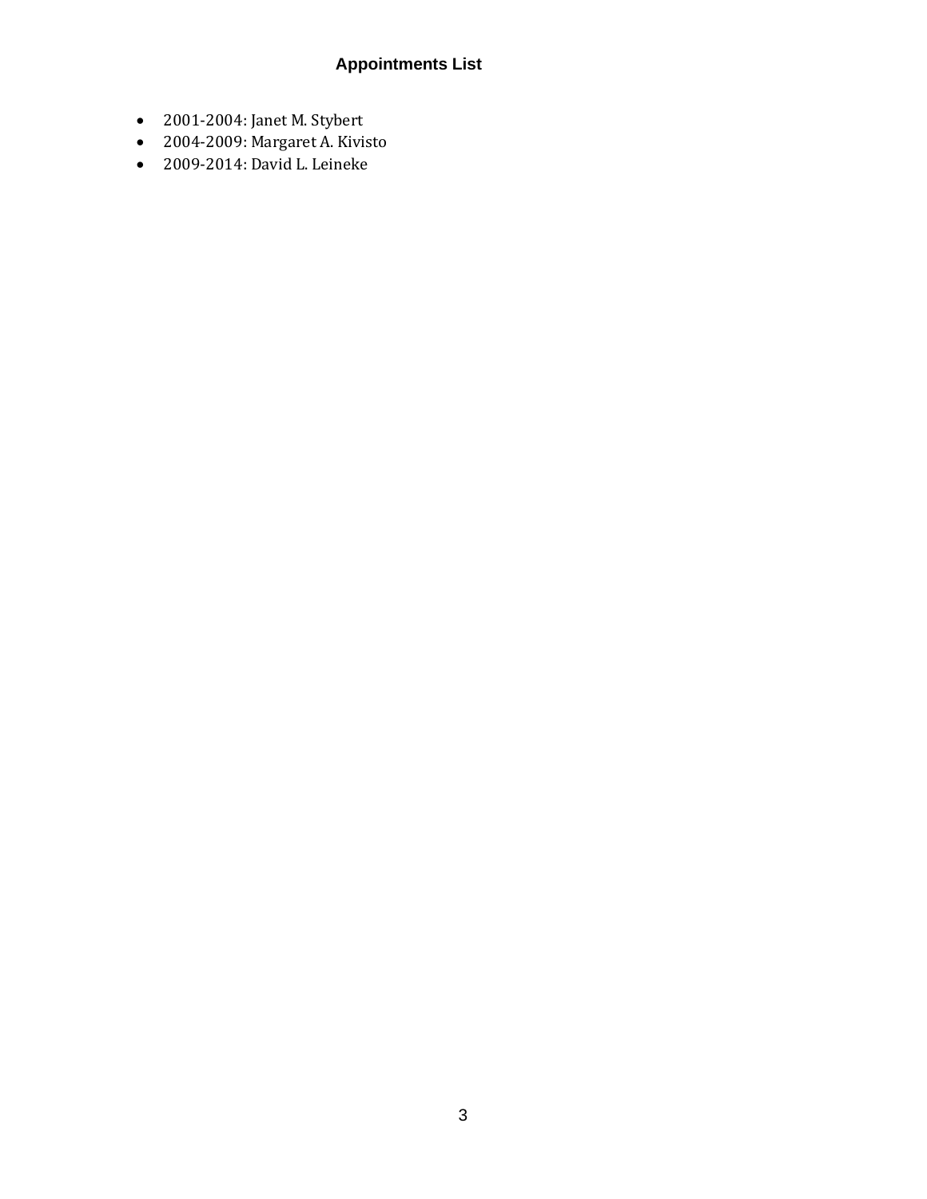## Appointments List

- 2001-2004: Janet M. Stybert
- 2004-2009: Margaret A. Kivisto
- 2009-2014: David L. Leineke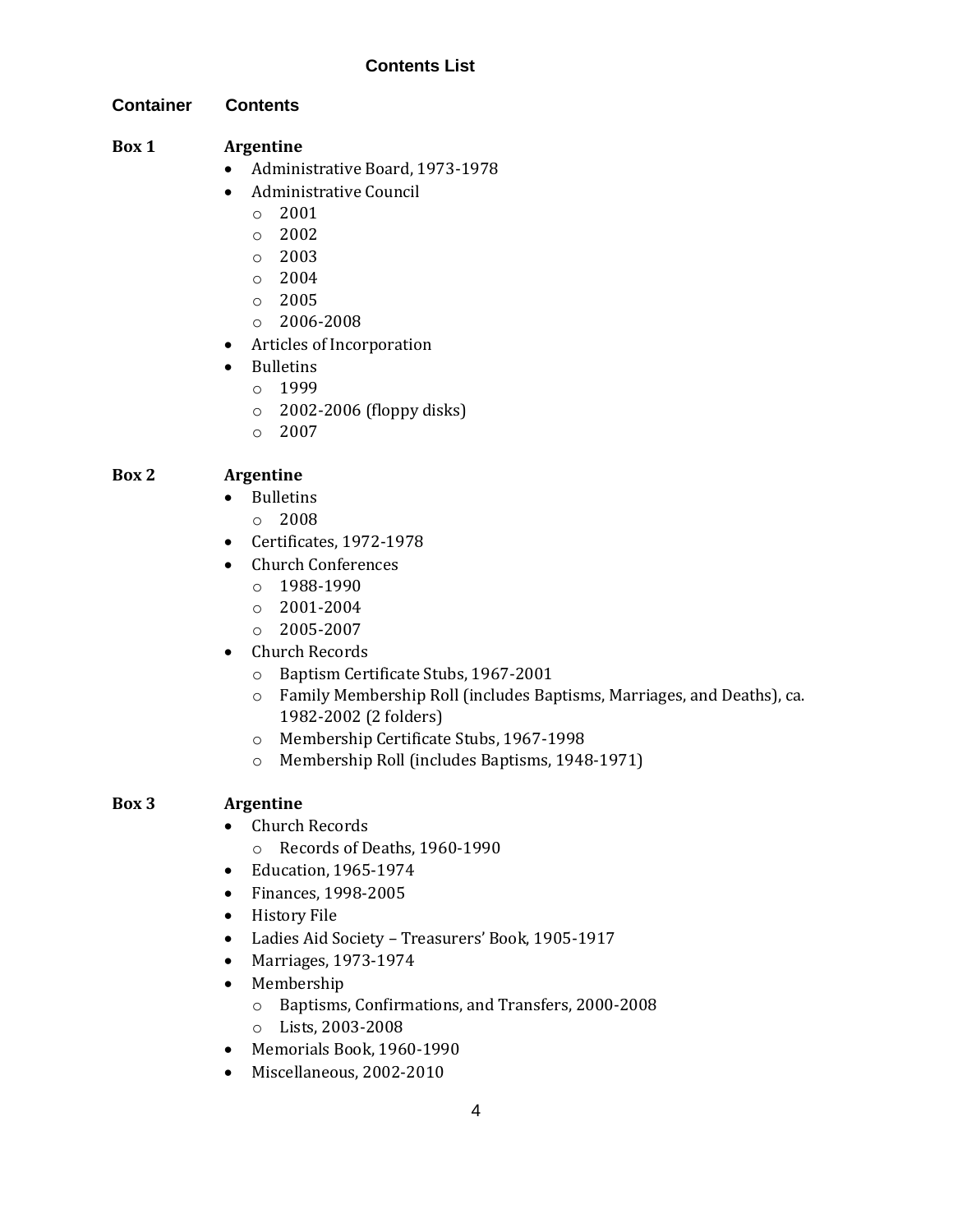## Contents List

| Container | Contents |
| --- | --- |

**Box 1** **Argentine**

- Administrative Board, 1973-1978
- Administrative Council
  - 2001
  - 2002
  - 2003
  - 2004
  - 2005
  - 2006-2008
- Articles of Incorporation
- Bulletins
  - 1999
  - 2002-2006 (floppy disks)
  - 2007

**Box 2** **Argentine**

- Bulletins
  - 2008
- Certificates, 1972-1978
- Church Conferences
  - 1988-1990
  - 2001-2004
  - 2005-2007
- Church Records
  - Baptism Certificate Stubs, 1967-2001
  - Family Membership Roll (includes Baptisms, Marriages, and Deaths), ca. 1982-2002 (2 folders)
  - Membership Certificate Stubs, 1967-1998
  - Membership Roll (includes Baptisms, 1948-1971)

**Box 3** **Argentine**

- Church Records
  - Records of Deaths, 1960-1990
- Education, 1965-1974
- Finances, 1998-2005
- History File
- Ladies Aid Society – Treasurers' Book, 1905-1917
- Marriages, 1973-1974
- Membership
  - Baptisms, Confirmations, and Transfers, 2000-2008
  - Lists, 2003-2008
- Memorials Book, 1960-1990
- Miscellaneous, 2002-2010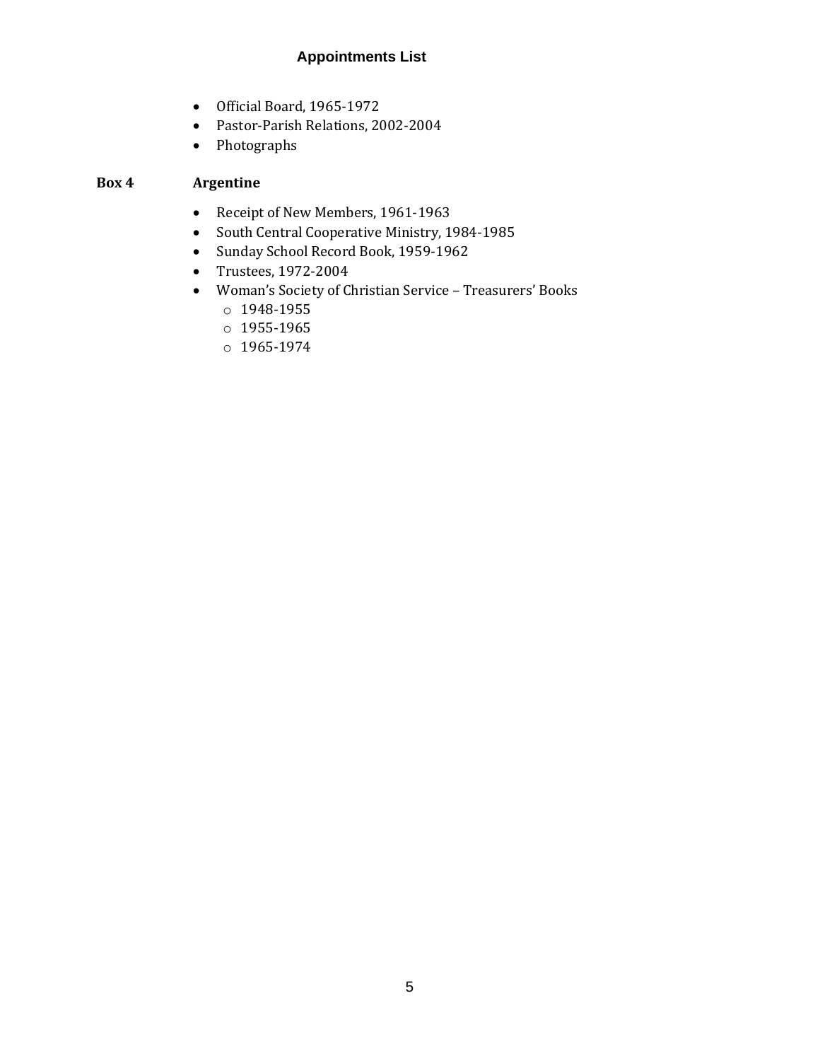- Official Board, 1965-1972
- Pastor-Parish Relations, 2002-2004
- Photographs

**Box 4** **Argentine**

- Receipt of New Members, 1961-1963
- South Central Cooperative Ministry, 1984-1985
- Sunday School Record Book, 1959-1962
- Trustees, 1972-2004
- Woman's Society of Christian Service – Treasurers' Books
  - 1948-1955
  - 1955-1965
  - 1965-1974